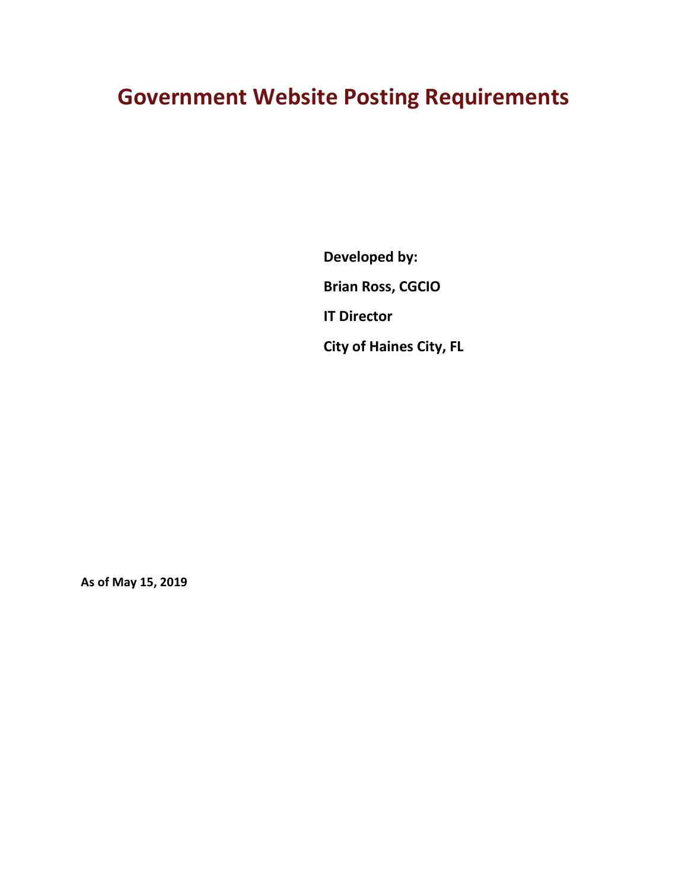# Government Website Posting Requirements

**Developed by:**

**Brian Ross, CGCIO**

**IT Director**

**City of Haines City, FL**

**As of May 15, 2019**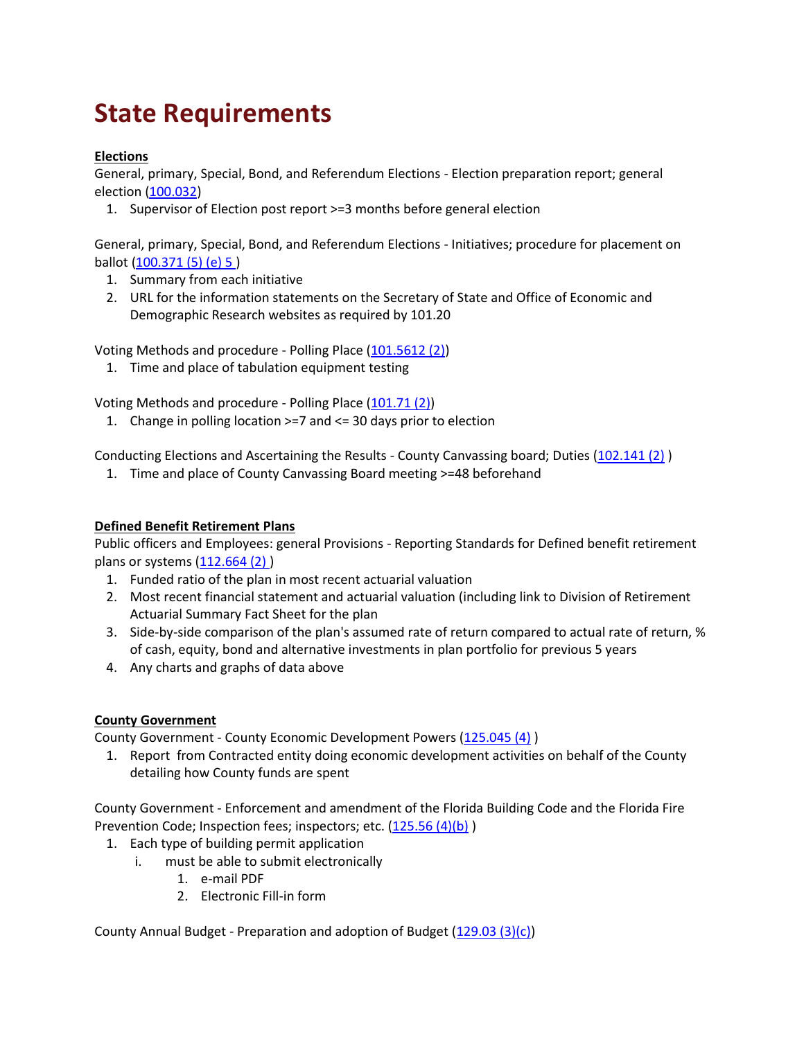# State Requirements

**Elections**

General, primary, Special, Bond, and Referendum Elections - Election preparation report; general election (100.032)

1. Supervisor of Election post report >=3 months before general election

General, primary, Special, Bond, and Referendum Elections - Initiatives; procedure for placement on ballot (100.371 (5) (e) 5 )

1. Summary from each initiative
2. URL for the information statements on the Secretary of State and Office of Economic and Demographic Research websites as required by 101.20

Voting Methods and procedure - Polling Place (101.5612 (2))

1. Time and place of tabulation equipment testing

Voting Methods and procedure - Polling Place (101.71 (2))

1. Change in polling location >=7 and <= 30 days prior to election

Conducting Elections and Ascertaining the Results - County Canvassing board; Duties (102.141 (2) )

1. Time and place of County Canvassing Board meeting >=48 beforehand

**Defined Benefit Retirement Plans**

Public officers and Employees: general Provisions - Reporting Standards for Defined benefit retirement plans or systems (112.664 (2) )

1. Funded ratio of the plan in most recent actuarial valuation
2. Most recent financial statement and actuarial valuation (including link to Division of Retirement Actuarial Summary Fact Sheet for the plan
3. Side-by-side comparison of the plan's assumed rate of return compared to actual rate of return, % of cash, equity, bond and alternative investments in plan portfolio for previous 5 years
4. Any charts and graphs of data above

**County Government**

County Government - County Economic Development Powers (125.045 (4) )

1. Report from Contracted entity doing economic development activities on behalf of the County detailing how County funds are spent

County Government - Enforcement and amendment of the Florida Building Code and the Florida Fire Prevention Code; Inspection fees; inspectors; etc. (125.56 (4)(b) )

1. Each type of building permit application
   i. must be able to submit electronically
      1. e-mail PDF
      2. Electronic Fill-in form

County Annual Budget - Preparation and adoption of Budget (129.03 (3)(c))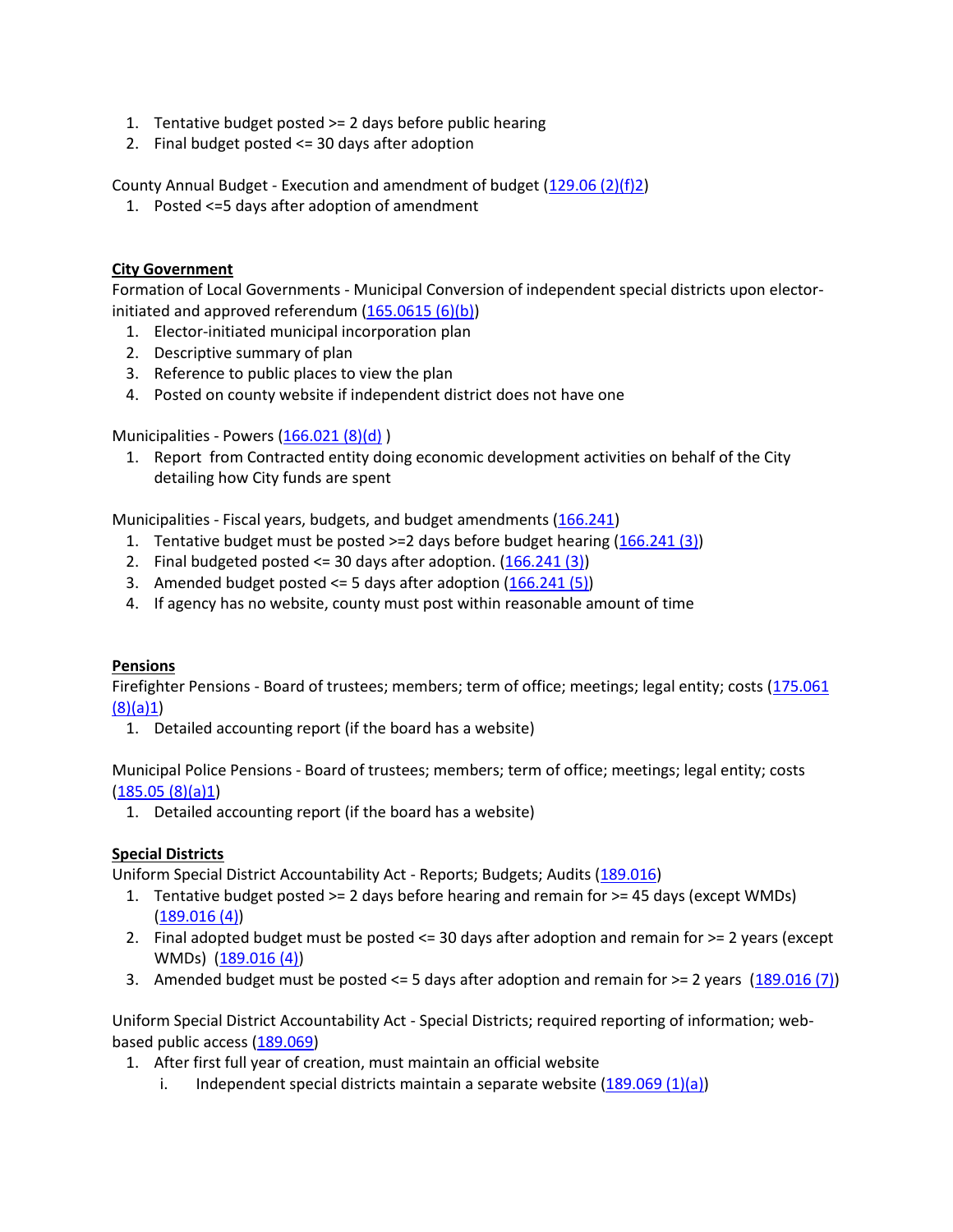1. Tentative budget posted >= 2 days before public hearing
2. Final budget posted <= 30 days after adoption

County Annual Budget - Execution and amendment of budget (129.06 (2)(f)2)

1. Posted <=5 days after adoption of amendment

**City Government**

Formation of Local Governments - Municipal Conversion of independent special districts upon elector-initiated and approved referendum (165.0615 (6)(b))

1. Elector-initiated municipal incorporation plan
2. Descriptive summary of plan
3. Reference to public places to view the plan
4. Posted on county website if independent district does not have one

Municipalities - Powers (166.021 (8)(d) )

1. Report from Contracted entity doing economic development activities on behalf of the City detailing how City funds are spent

Municipalities - Fiscal years, budgets, and budget amendments (166.241)

1. Tentative budget must be posted >=2 days before budget hearing (166.241 (3))
2. Final budgeted posted <= 30 days after adoption. (166.241 (3))
3. Amended budget posted <= 5 days after adoption (166.241 (5))
4. If agency has no website, county must post within reasonable amount of time

**Pensions**

Firefighter Pensions - Board of trustees; members; term of office; meetings; legal entity; costs (175.061 (8)(a)1)

1. Detailed accounting report (if the board has a website)

Municipal Police Pensions - Board of trustees; members; term of office; meetings; legal entity; costs (185.05 (8)(a)1)

1. Detailed accounting report (if the board has a website)

**Special Districts**

Uniform Special District Accountability Act - Reports; Budgets; Audits (189.016)

1. Tentative budget posted >= 2 days before hearing and remain for >= 45 days (except WMDs) (189.016 (4))
2. Final adopted budget must be posted <= 30 days after adoption and remain for >= 2 years (except WMDs) (189.016 (4))
3. Amended budget must be posted <= 5 days after adoption and remain for >= 2 years (189.016 (7))

Uniform Special District Accountability Act - Special Districts; required reporting of information; web-based public access (189.069)

1. After first full year of creation, must maintain an official website
   i. Independent special districts maintain a separate website (189.069 (1)(a))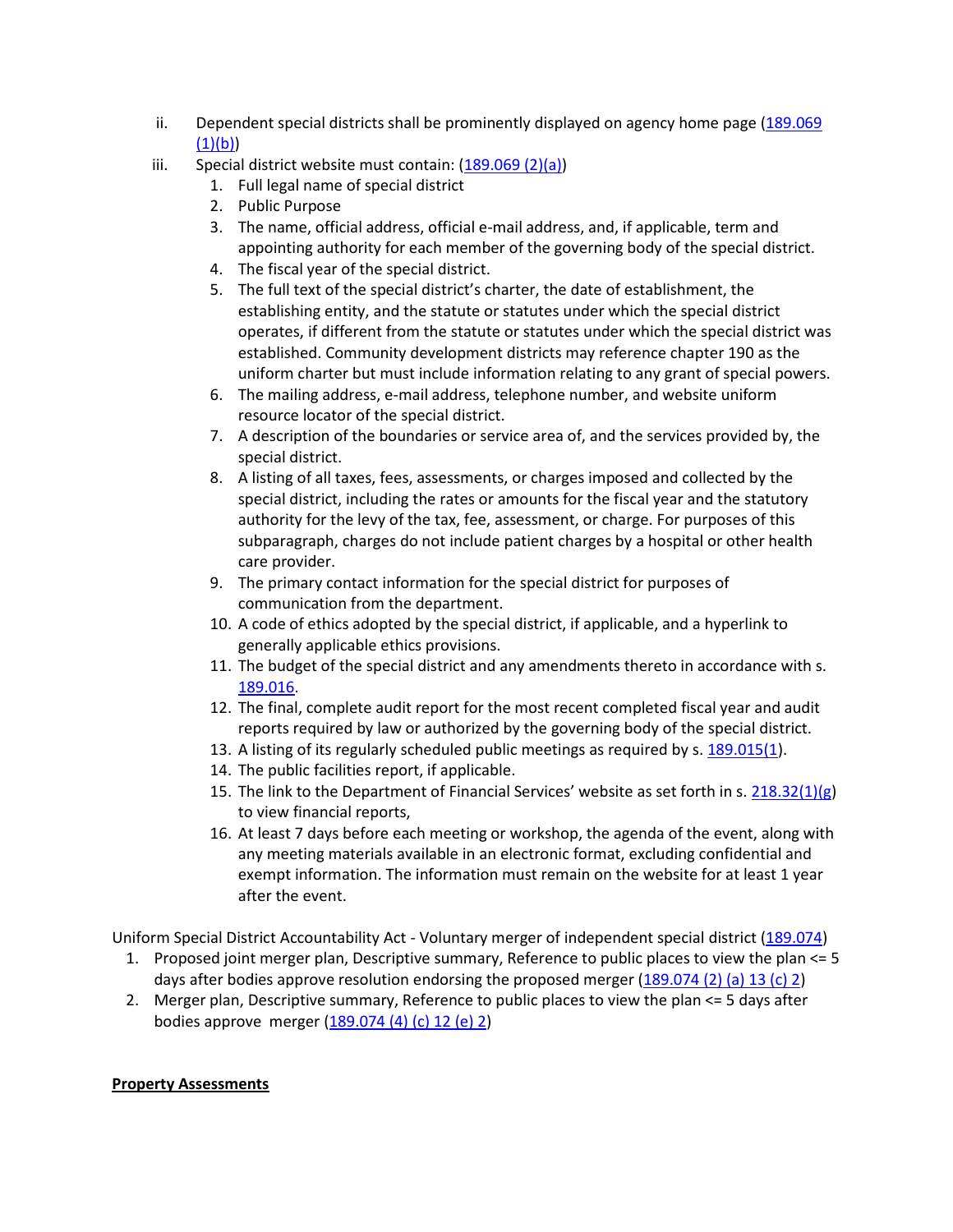ii. Dependent special districts shall be prominently displayed on agency home page ([189.069 (1)(b)](189.069 (1)(b)))

   iii. Special district website must contain: ([189.069 (2)(a)](189.069 (2)(a)))

      1. Full legal name of special district
      2. Public Purpose
      3. The name, official address, official e-mail address, and, if applicable, term and appointing authority for each member of the governing body of the special district.
      4. The fiscal year of the special district.
      5. The full text of the special district's charter, the date of establishment, the establishing entity, and the statute or statutes under which the special district operates, if different from the statute or statutes under which the special district was established. Community development districts may reference chapter 190 as the uniform charter but must include information relating to any grant of special powers.
      6. The mailing address, e-mail address, telephone number, and website uniform resource locator of the special district.
      7. A description of the boundaries or service area of, and the services provided by, the special district.
      8. A listing of all taxes, fees, assessments, or charges imposed and collected by the special district, including the rates or amounts for the fiscal year and the statutory authority for the levy of the tax, fee, assessment, or charge. For purposes of this subparagraph, charges do not include patient charges by a hospital or other health care provider.
      9. The primary contact information for the special district for purposes of communication from the department.
      10. A code of ethics adopted by the special district, if applicable, and a hyperlink to generally applicable ethics provisions.
      11. The budget of the special district and any amendments thereto in accordance with s. 189.016.
      12. The final, complete audit report for the most recent completed fiscal year and audit reports required by law or authorized by the governing body of the special district.
      13. A listing of its regularly scheduled public meetings as required by s. 189.015(1).
      14. The public facilities report, if applicable.
      15. The link to the Department of Financial Services' website as set forth in s. 218.32(1)(g) to view financial reports,
      16. At least 7 days before each meeting or workshop, the agenda of the event, along with any meeting materials available in an electronic format, excluding confidential and exempt information. The information must remain on the website for at least 1 year after the event.

Uniform Special District Accountability Act - Voluntary merger of independent special district (189.074)

1. Proposed joint merger plan, Descriptive summary, Reference to public places to view the plan <= 5 days after bodies approve resolution endorsing the proposed merger (189.074 (2) (a) 13 (c) 2)
2. Merger plan, Descriptive summary, Reference to public places to view the plan <= 5 days after bodies approve merger (189.074 (4) (c) 12 (e) 2)

**Property Assessments**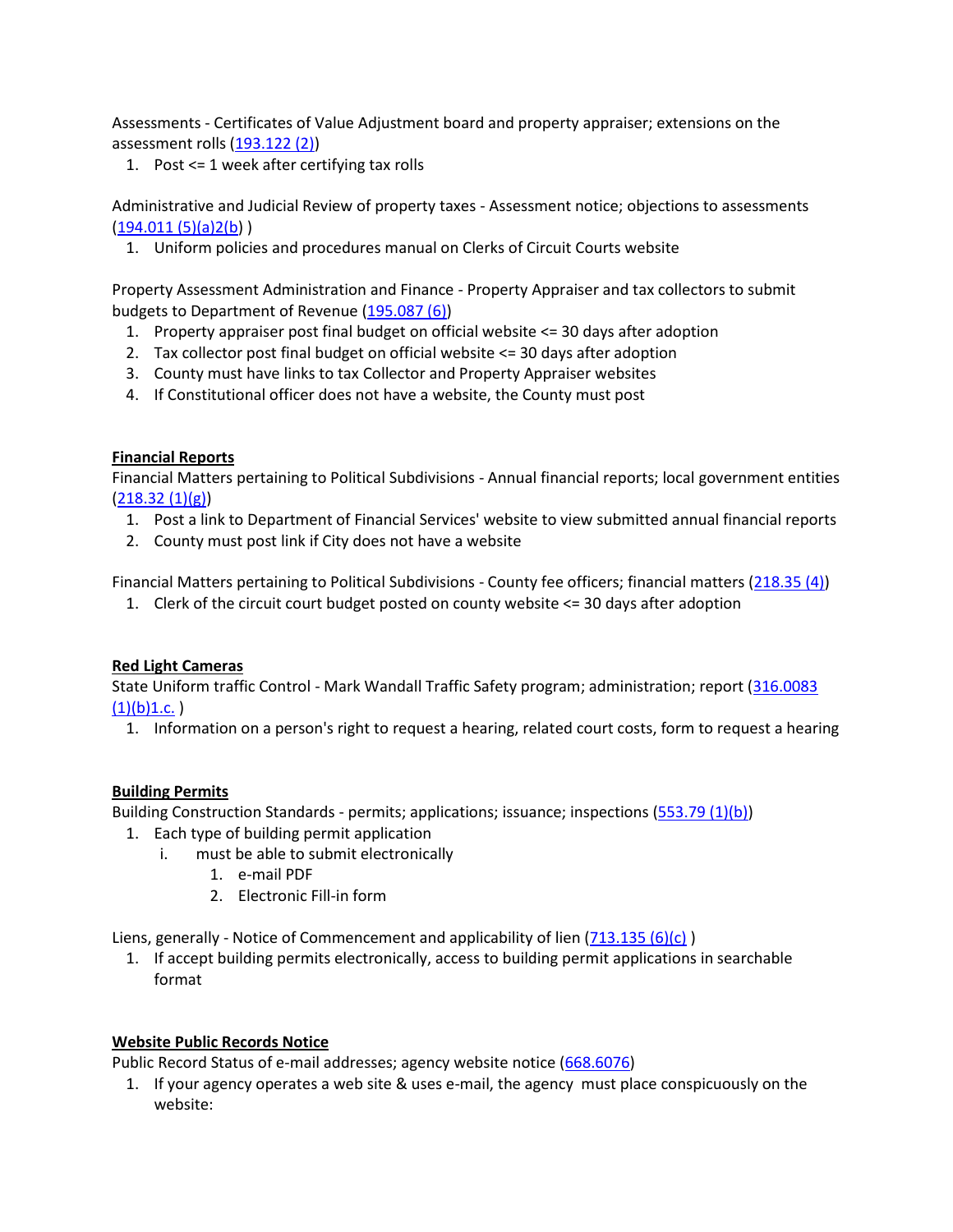Assessments - Certificates of Value Adjustment board and property appraiser; extensions on the assessment rolls (193.122 (2))

1. Post <= 1 week after certifying tax rolls

Administrative and Judicial Review of property taxes - Assessment notice; objections to assessments (194.011 (5)(a)2(b) )

1. Uniform policies and procedures manual on Clerks of Circuit Courts website

Property Assessment Administration and Finance - Property Appraiser and tax collectors to submit budgets to Department of Revenue (195.087 (6))

1. Property appraiser post final budget on official website <= 30 days after adoption
2. Tax collector post final budget on official website <= 30 days after adoption
3. County must have links to tax Collector and Property Appraiser websites
4. If Constitutional officer does not have a website, the County must post

**Financial Reports**

Financial Matters pertaining to Political Subdivisions - Annual financial reports; local government entities (218.32 (1)(g))

1. Post a link to Department of Financial Services' website to view submitted annual financial reports
2. County must post link if City does not have a website

Financial Matters pertaining to Political Subdivisions - County fee officers; financial matters (218.35 (4))

1. Clerk of the circuit court budget posted on county website <= 30 days after adoption

**Red Light Cameras**

State Uniform traffic Control - Mark Wandall Traffic Safety program; administration; report (316.0083 (1)(b)1.c. )

1. Information on a person's right to request a hearing, related court costs, form to request a hearing

**Building Permits**

Building Construction Standards - permits; applications; issuance; inspections (553.79 (1)(b))

1. Each type of building permit application
   i. must be able to submit electronically
      1. e-mail PDF
      2. Electronic Fill-in form

Liens, generally - Notice of Commencement and applicability of lien (713.135 (6)(c) )

1. If accept building permits electronically, access to building permit applications in searchable format

**Website Public Records Notice**

Public Record Status of e-mail addresses; agency website notice (668.6076)

1. If your agency operates a web site & uses e-mail, the agency must place conspicuously on the website: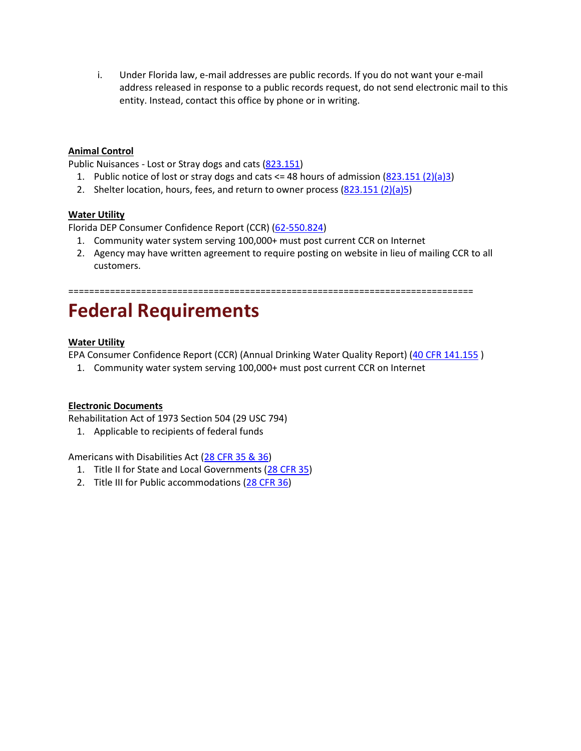i. Under Florida law, e-mail addresses are public records. If you do not want your e-mail address released in response to a public records request, do not send electronic mail to this entity. Instead, contact this office by phone or in writing.

**Animal Control**

Public Nuisances - Lost or Stray dogs and cats (823.151)

1. Public notice of lost or stray dogs and cats <= 48 hours of admission (823.151 (2)(a)3)
2. Shelter location, hours, fees, and return to owner process (823.151 (2)(a)5)

**Water Utility**

Florida DEP Consumer Confidence Report (CCR) (62-550.824)

1. Community water system serving 100,000+ must post current CCR on Internet
2. Agency may have written agreement to require posting on website in lieu of mailing CCR to all customers.

================================================================================

# Federal Requirements

**Water Utility**

EPA Consumer Confidence Report (CCR) (Annual Drinking Water Quality Report) (40 CFR 141.155 )

1. Community water system serving 100,000+ must post current CCR on Internet

**Electronic Documents**

Rehabilitation Act of 1973 Section 504 (29 USC 794)

1. Applicable to recipients of federal funds

Americans with Disabilities Act (28 CFR 35 & 36)

1. Title II for State and Local Governments (28 CFR 35)
2. Title III for Public accommodations (28 CFR 36)